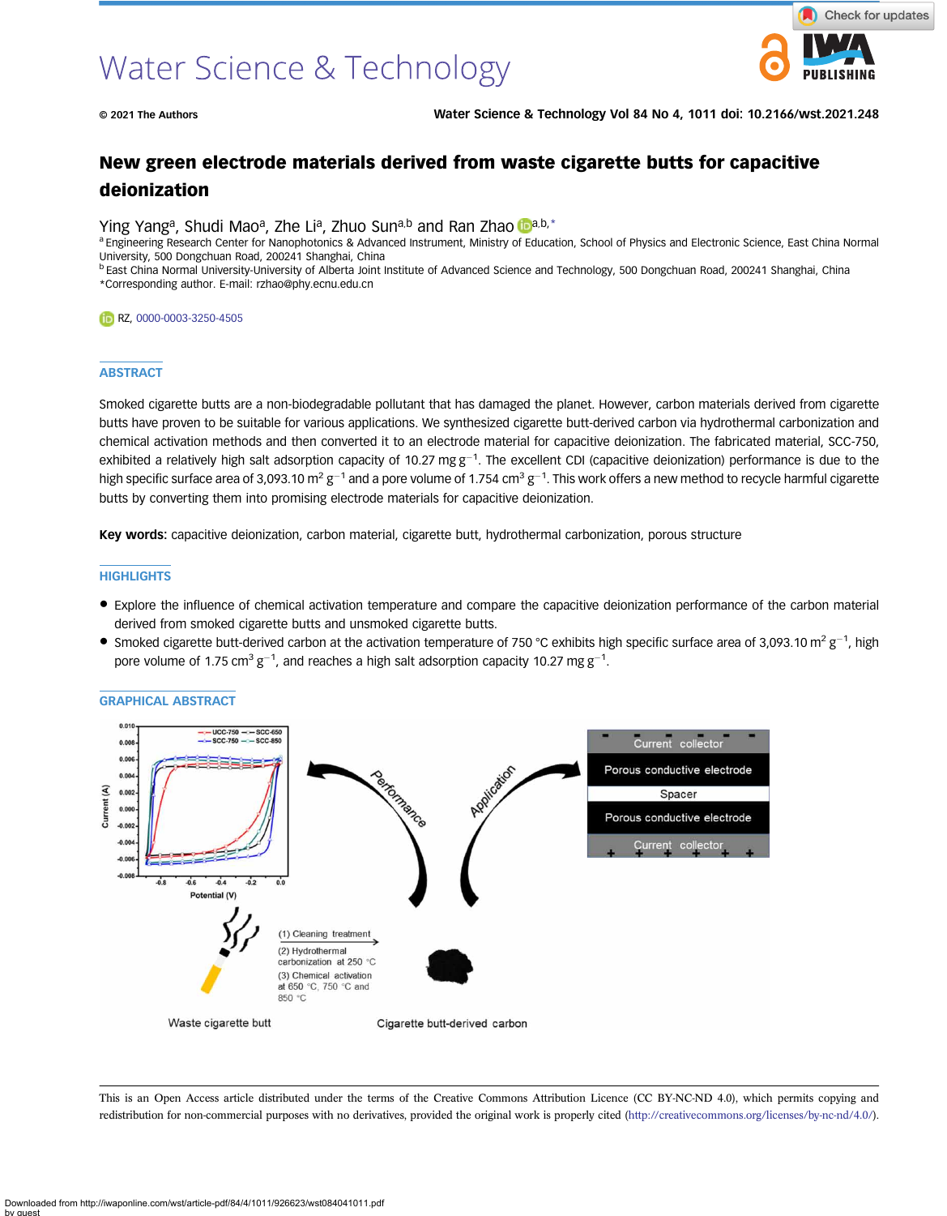# New green electrode materials derived from waste cigarette butts for capacitive deionization

Ying Yang[a], Shudi Mao[a], Zhe Li[a], Zhuo Sun[a,b] and Ran Zhao[a,b,*]

[a] Engineering Research Center for Nanophotonics & Advanced Instrument, Ministry of Education, School of Physics and Electronic Science, East China Normal University, 500 Dongchuan Road, 200241 Shanghai, China

[b] East China Normal University-University of Alberta Joint Institute of Advanced Science and Technology, 500 Dongchuan Road, 200241 Shanghai, China

*Corresponding author. E-mail: rzhao@phy.ecnu.edu.cn

RZ, 0000-0003-3250-4505

## ABSTRACT

Smoked cigarette butts are a non-biodegradable pollutant that has damaged the planet. However, carbon materials derived from cigarette butts have proven to be suitable for various applications. We synthesized cigarette butt-derived carbon via hydrothermal carbonization and chemical activation methods and then converted it to an electrode material for capacitive deionization. The fabricated material, SCC-750, exhibited a relatively high salt adsorption capacity of 10.27 mg $g^{-1}$. The excellent CDI (capacitive deionization) performance is due to the high specific surface area of 3,093.10 $m^2$ $g^{-1}$ and a pore volume of 1.754 $cm^3$ $g^{-1}$. This work offers a new method to recycle harmful cigarette butts by converting them into promising electrode materials for capacitive deionization.

**Key words:** capacitive deionization, carbon material, cigarette butt, hydrothermal carbonization, porous structure

## HIGHLIGHTS

- Explore the influence of chemical activation temperature and compare the capacitive deionization performance of the carbon material derived from smoked cigarette butts and unsmoked cigarette butts.
- Smoked cigarette butt-derived carbon at the activation temperature of 750 °C exhibits high specific surface area of 3,093.10 $m^2$ $g^{-1}$, high pore volume of 1.75 $cm^3$ $g^{-1}$, and reaches a high salt adsorption capacity 10.27 mg $g^{-1}$.

## GRAPHICAL ABSTRACT

This is an Open Access article distributed under the terms of the Creative Commons Attribution Licence (CC BY-NC-ND 4.0), which permits copying and redistribution for non-commercial purposes with no derivatives, provided the original work is properly cited (http://creativecommons.org/licenses/by-nc-nd/4.0/).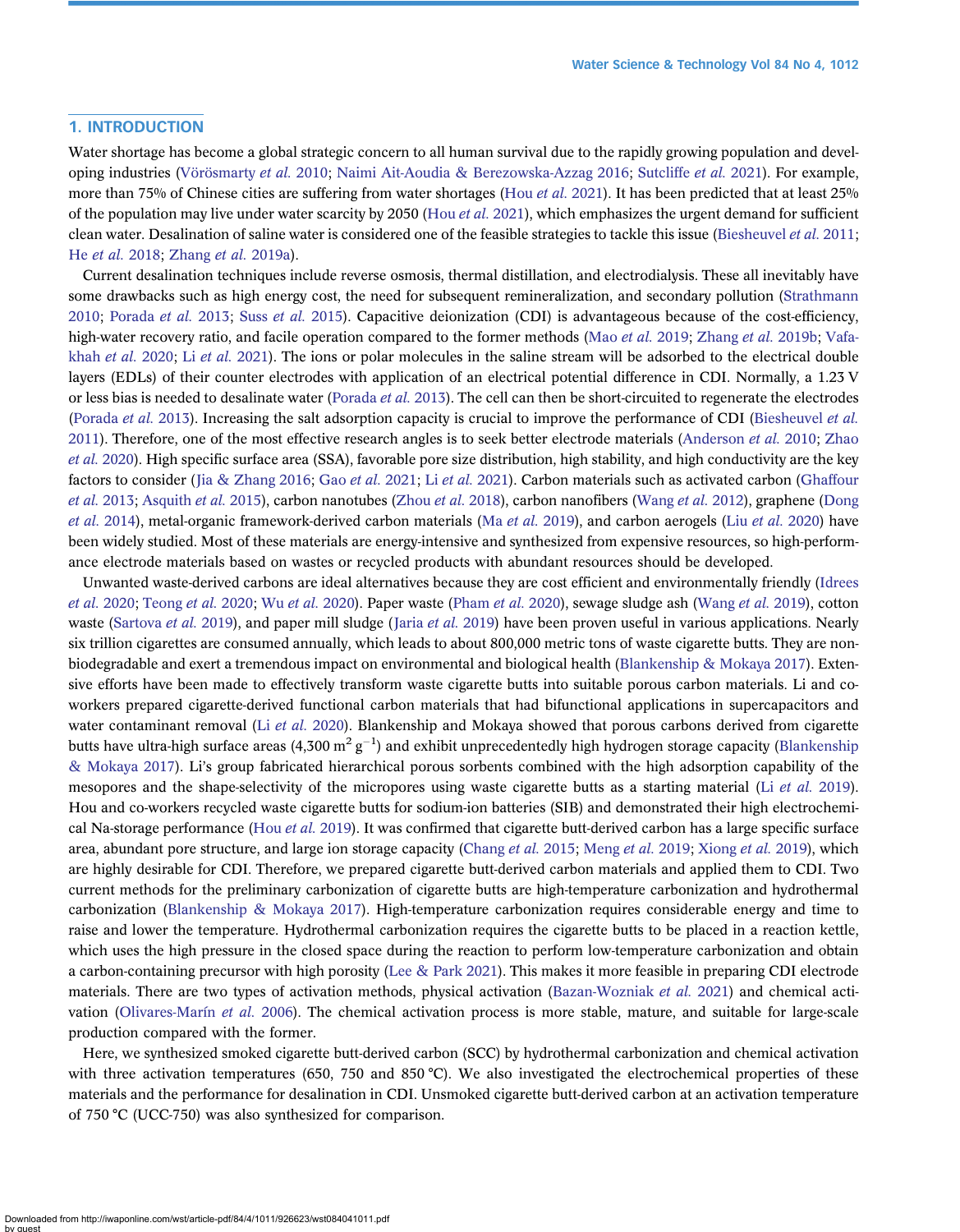## 1. INTRODUCTION

Water shortage has become a global strategic concern to all human survival due to the rapidly growing population and developing industries (Vörösmarty *et al.* 2010; Naimi Ait-Aoudia & Berezowska-Azzag 2016; Sutcliffe *et al.* 2021). For example, more than 75% of Chinese cities are suffering from water shortages (Hou *et al.* 2021). It has been predicted that at least 25% of the population may live under water scarcity by 2050 (Hou *et al.* 2021), which emphasizes the urgent demand for sufficient clean water. Desalination of saline water is considered one of the feasible strategies to tackle this issue (Biesheuvel *et al.* 2011; He *et al.* 2018; Zhang *et al.* 2019a).

Current desalination techniques include reverse osmosis, thermal distillation, and electrodialysis. These all inevitably have some drawbacks such as high energy cost, the need for subsequent remineralization, and secondary pollution (Strathmann 2010; Porada *et al.* 2013; Suss *et al.* 2015). Capacitive deionization (CDI) is advantageous because of the cost-efficiency, high-water recovery ratio, and facile operation compared to the former methods (Mao *et al.* 2019; Zhang *et al.* 2019b; Vafakhah *et al.* 2020; Li *et al.* 2021). The ions or polar molecules in the saline stream will be adsorbed to the electrical double layers (EDLs) of their counter electrodes with application of an electrical potential difference in CDI. Normally, a 1.23 V or less bias is needed to desalinate water (Porada *et al.* 2013). The cell can then be short-circuited to regenerate the electrodes (Porada *et al.* 2013). Increasing the salt adsorption capacity is crucial to improve the performance of CDI (Biesheuvel *et al.* 2011). Therefore, one of the most effective research angles is to seek better electrode materials (Anderson *et al.* 2010; Zhao *et al.* 2020). High specific surface area (SSA), favorable pore size distribution, high stability, and high conductivity are the key factors to consider (Jia & Zhang 2016; Gao *et al.* 2021; Li *et al.* 2021). Carbon materials such as activated carbon (Ghaffour *et al.* 2013; Asquith *et al.* 2015), carbon nanotubes (Zhou *et al.* 2018), carbon nanofibers (Wang *et al.* 2012), graphene (Dong *et al.* 2014), metal-organic framework-derived carbon materials (Ma *et al.* 2019), and carbon aerogels (Liu *et al.* 2020) have been widely studied. Most of these materials are energy-intensive and synthesized from expensive resources, so high-performance electrode materials based on wastes or recycled products with abundant resources should be developed.

Unwanted waste-derived carbons are ideal alternatives because they are cost efficient and environmentally friendly (Idrees *et al.* 2020; Teong *et al.* 2020; Wu *et al.* 2020). Paper waste (Pham *et al.* 2020), sewage sludge ash (Wang *et al.* 2019), cotton waste (Sartova *et al.* 2019), and paper mill sludge (Jaria *et al.* 2019) have been proven useful in various applications. Nearly six trillion cigarettes are consumed annually, which leads to about 800,000 metric tons of waste cigarette butts. They are non-biodegradable and exert a tremendous impact on environmental and biological health (Blankenship & Mokaya 2017). Extensive efforts have been made to effectively transform waste cigarette butts into suitable porous carbon materials. Li and co-workers prepared cigarette-derived functional carbon materials that had bifunctional applications in supercapacitors and water contaminant removal (Li *et al.* 2020). Blankenship and Mokaya showed that porous carbons derived from cigarette butts have ultra-high surface areas (4,300 $m^2\ g^{-1}$) and exhibit unprecedentedly high hydrogen storage capacity (Blankenship & Mokaya 2017). Li's group fabricated hierarchical porous sorbents combined with the high adsorption capability of the mesopores and the shape-selectivity of the micropores using waste cigarette butts as a starting material (Li *et al.* 2019). Hou and co-workers recycled waste cigarette butts for sodium-ion batteries (SIB) and demonstrated their high electrochemical Na-storage performance (Hou *et al.* 2019). It was confirmed that cigarette butt-derived carbon has a large specific surface area, abundant pore structure, and large ion storage capacity (Chang *et al.* 2015; Meng *et al.* 2019; Xiong *et al.* 2019), which are highly desirable for CDI. Therefore, we prepared cigarette butt-derived carbon materials and applied them to CDI. Two current methods for the preliminary carbonization of cigarette butts are high-temperature carbonization and hydrothermal carbonization (Blankenship & Mokaya 2017). High-temperature carbonization requires considerable energy and time to raise and lower the temperature. Hydrothermal carbonization requires the cigarette butts to be placed in a reaction kettle, which uses the high pressure in the closed space during the reaction to perform low-temperature carbonization and obtain a carbon-containing precursor with high porosity (Lee & Park 2021). This makes it more feasible in preparing CDI electrode materials. There are two types of activation methods, physical activation (Bazan-Wozniak *et al.* 2021) and chemical activation (Olivares-Marín *et al.* 2006). The chemical activation process is more stable, mature, and suitable for large-scale production compared with the former.

Here, we synthesized smoked cigarette butt-derived carbon (SCC) by hydrothermal carbonization and chemical activation with three activation temperatures (650, 750 and 850 °C). We also investigated the electrochemical properties of these materials and the performance for desalination in CDI. Unsmoked cigarette butt-derived carbon at an activation temperature of 750 °C (UCC-750) was also synthesized for comparison.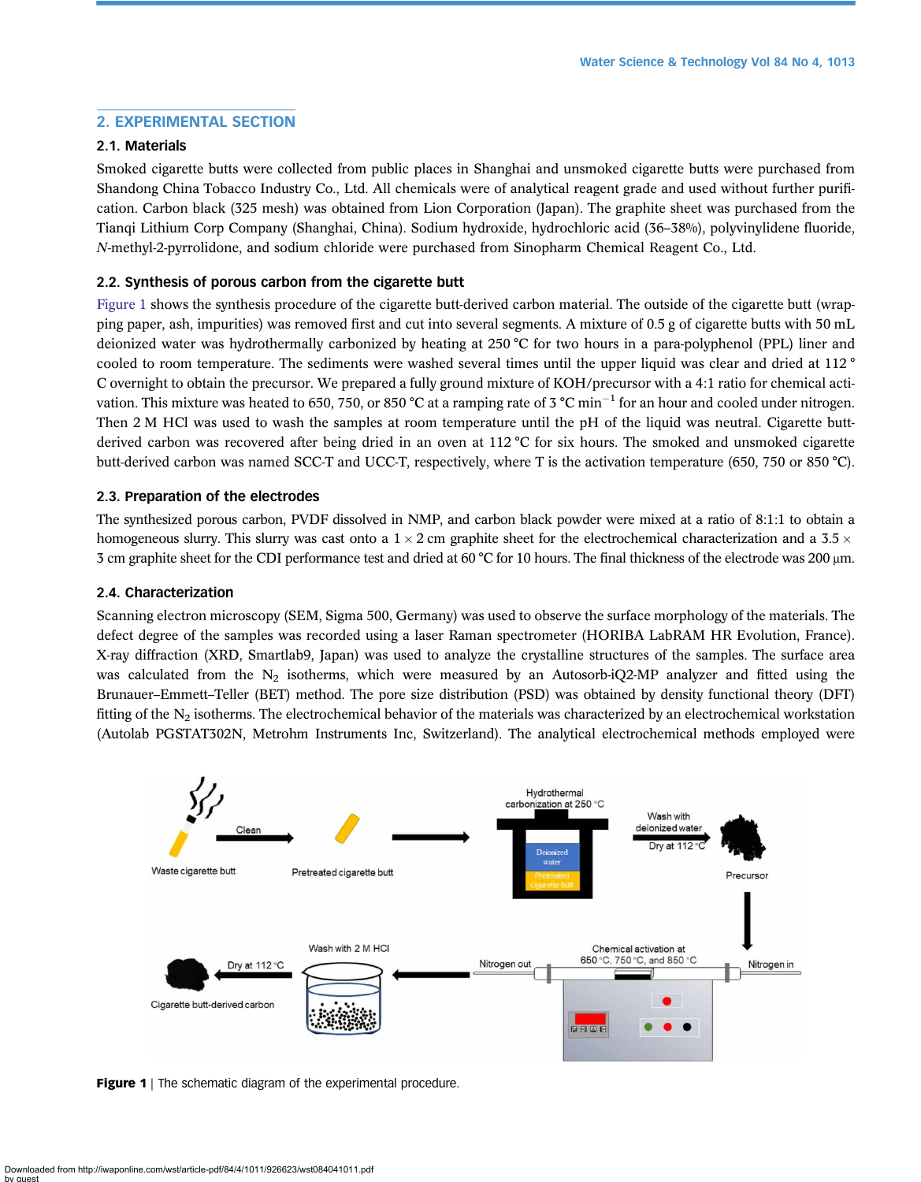## 2. EXPERIMENTAL SECTION

### 2.1. Materials

Smoked cigarette butts were collected from public places in Shanghai and unsmoked cigarette butts were purchased from Shandong China Tobacco Industry Co., Ltd. All chemicals were of analytical reagent grade and used without further purification. Carbon black (325 mesh) was obtained from Lion Corporation (Japan). The graphite sheet was purchased from the Tianqi Lithium Corp Company (Shanghai, China). Sodium hydroxide, hydrochloric acid (36–38%), polyvinylidene fluoride, *N*-methyl-2-pyrrolidone, and sodium chloride were purchased from Sinopharm Chemical Reagent Co., Ltd.

### 2.2. Synthesis of porous carbon from the cigarette butt

Figure 1 shows the synthesis procedure of the cigarette butt-derived carbon material. The outside of the cigarette butt (wrapping paper, ash, impurities) was removed first and cut into several segments. A mixture of 0.5 g of cigarette butts with 50 mL deionized water was hydrothermally carbonized by heating at 250 °C for two hours in a para-polyphenol (PPL) liner and cooled to room temperature. The sediments were washed several times until the upper liquid was clear and dried at 112 °C overnight to obtain the precursor. We prepared a fully ground mixture of KOH/precursor with a 4:1 ratio for chemical activation. This mixture was heated to 650, 750, or 850 °C at a ramping rate of 3 °C $min^{-1}$ for an hour and cooled under nitrogen. Then 2 M HCl was used to wash the samples at room temperature until the pH of the liquid was neutral. Cigarette butt-derived carbon was recovered after being dried in an oven at 112 °C for six hours. The smoked and unsmoked cigarette butt-derived carbon was named SCC-T and UCC-T, respectively, where T is the activation temperature (650, 750 or 850 °C).

### 2.3. Preparation of the electrodes

The synthesized porous carbon, PVDF dissolved in NMP, and carbon black powder were mixed at a ratio of 8:1:1 to obtain a homogeneous slurry. This slurry was cast onto a 1 × 2 cm graphite sheet for the electrochemical characterization and a 3.5 × 3 cm graphite sheet for the CDI performance test and dried at 60 °C for 10 hours. The final thickness of the electrode was 200 μm.

### 2.4. Characterization

Scanning electron microscopy (SEM, Sigma 500, Germany) was used to observe the surface morphology of the materials. The defect degree of the samples was recorded using a laser Raman spectrometer (HORIBA LabRAM HR Evolution, France). X-ray diffraction (XRD, Smartlab9, Japan) was used to analyze the crystalline structures of the samples. The surface area was calculated from the $N_2$ isotherms, which were measured by an Autosorb-iQ2-MP analyzer and fitted using the Brunauer–Emmett–Teller (BET) method. The pore size distribution (PSD) was obtained by density functional theory (DFT) fitting of the $N_2$ isotherms. The electrochemical behavior of the materials was characterized by an electrochemical workstation (Autolab PGSTAT302N, Metrohm Instruments Inc, Switzerland). The analytical electrochemical methods employed were

**Figure 1** | The schematic diagram of the experimental procedure.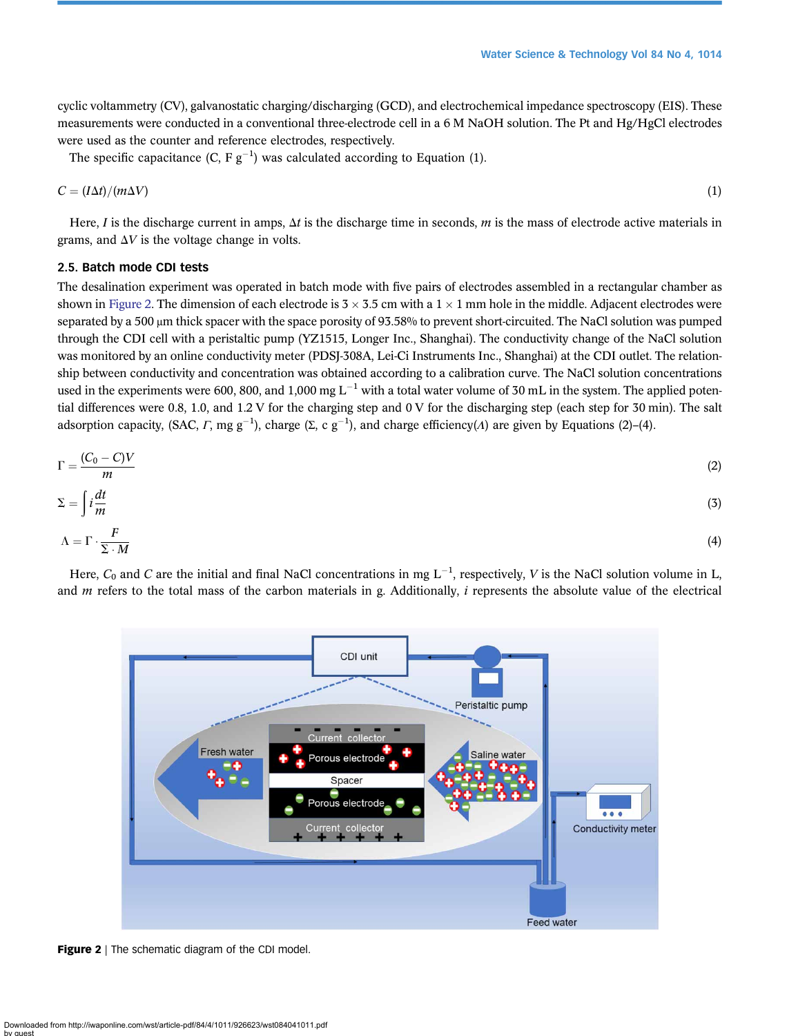cyclic voltammetry (CV), galvanostatic charging/discharging (GCD), and electrochemical impedance spectroscopy (EIS). These measurements were conducted in a conventional three-electrode cell in a 6 M NaOH solution. The Pt and Hg/HgCl electrodes were used as the counter and reference electrodes, respectively.

The specific capacitance (C, F $g^{-1}$) was calculated according to Equation (1).

$$C = (I\Delta t)/(m\Delta V) \tag{1}$$

Here, $I$ is the discharge current in amps, $\Delta t$ is the discharge time in seconds, $m$ is the mass of electrode active materials in grams, and $\Delta V$ is the voltage change in volts.

### 2.5. Batch mode CDI tests

The desalination experiment was operated in batch mode with five pairs of electrodes assembled in a rectangular chamber as shown in Figure 2. The dimension of each electrode is 3 × 3.5 cm with a 1 × 1 mm hole in the middle. Adjacent electrodes were separated by a 500 μm thick spacer with the space porosity of 93.58% to prevent short-circuited. The NaCl solution was pumped through the CDI cell with a peristaltic pump (YZ1515, Longer Inc., Shanghai). The conductivity change of the NaCl solution was monitored by an online conductivity meter (PDSJ-308A, Lei-Ci Instruments Inc., Shanghai) at the CDI outlet. The relationship between conductivity and concentration was obtained according to a calibration curve. The NaCl solution concentrations used in the experiments were 600, 800, and 1,000 mg $L^{-1}$ with a total water volume of 30 mL in the system. The applied potential differences were 0.8, 1.0, and 1.2 V for the charging step and 0 V for the discharging step (each step for 30 min). The salt adsorption capacity, (SAC, $\Gamma$, mg $g^{-1}$), charge ($\Sigma$, c $g^{-1}$), and charge efficiency($\Lambda$) are given by Equations (2)–(4).

$$\Gamma = \frac{(C_0 - C)V}{m} \tag{2}$$

$$\Sigma = \int i \frac{dt}{m} \tag{3}$$

$$\Lambda = \Gamma \cdot \frac{F}{\Sigma \cdot M} \tag{4}$$

Here, $C_0$ and $C$ are the initial and final NaCl concentrations in mg $L^{-1}$, respectively, $V$ is the NaCl solution volume in L, and $m$ refers to the total mass of the carbon materials in g. Additionally, $i$ represents the absolute value of the electrical

**Figure 2** | The schematic diagram of the CDI model.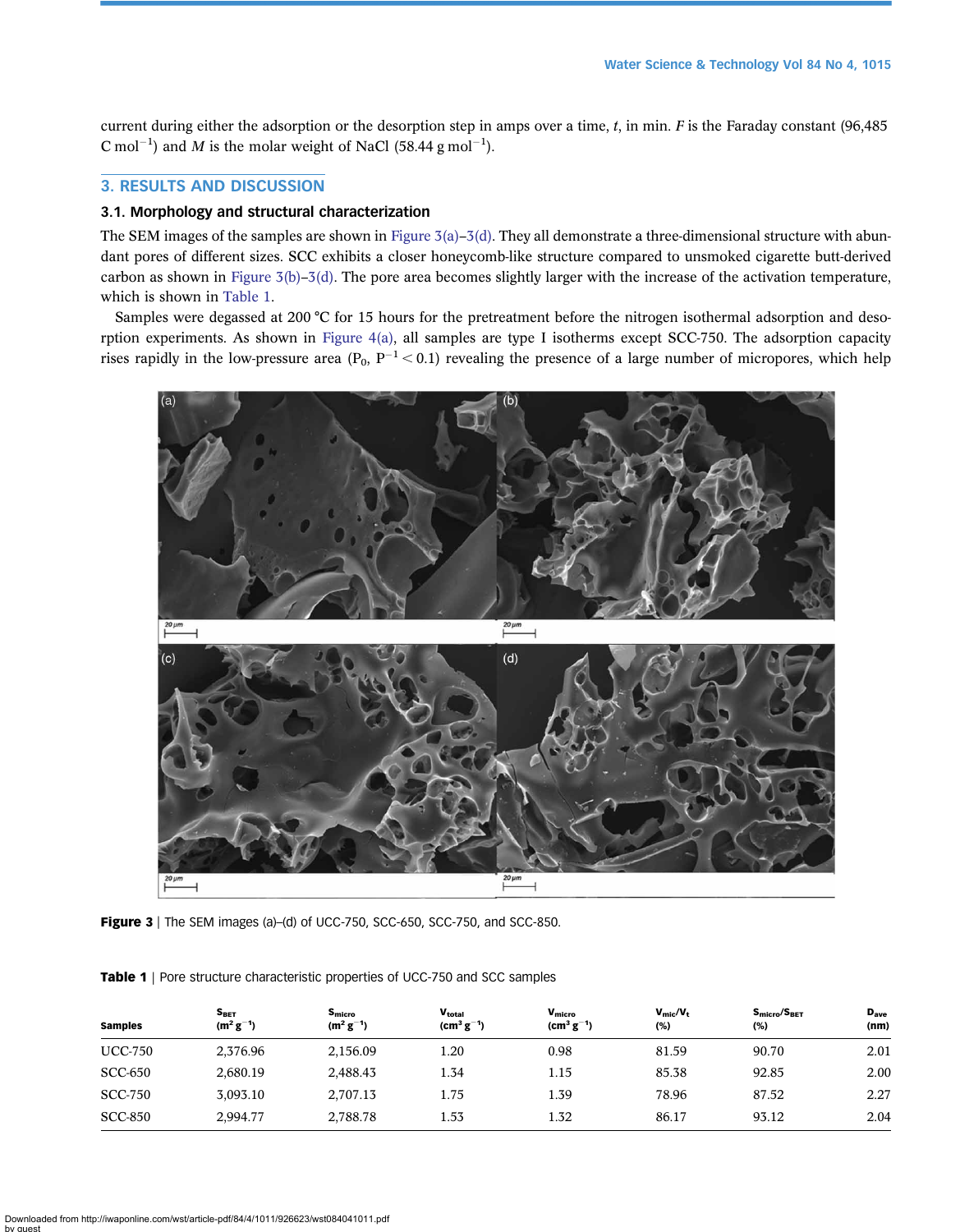current during either the adsorption or the desorption step in amps over a time, $t$, in min. $F$ is the Faraday constant (96,485 C mol$^{-1}$) and $M$ is the molar weight of NaCl (58.44 g mol$^{-1}$).

## 3. RESULTS AND DISCUSSION

### 3.1. Morphology and structural characterization

The SEM images of the samples are shown in Figure 3(a)–3(d). They all demonstrate a three-dimensional structure with abundant pores of different sizes. SCC exhibits a closer honeycomb-like structure compared to unsmoked cigarette butt-derived carbon as shown in Figure 3(b)–3(d). The pore area becomes slightly larger with the increase of the activation temperature, which is shown in Table 1.

Samples were degassed at 200 °C for 15 hours for the pretreatment before the nitrogen isothermal adsorption and desorption experiments. As shown in Figure 4(a), all samples are type I isotherms except SCC-750. The adsorption capacity rises rapidly in the low-pressure area ($P_0$, $P^{-1} < 0.1$) revealing the presence of a large number of micropores, which help

**Figure 3** | The SEM images (a)–(d) of UCC-750, SCC-650, SCC-750, and SCC-850.

**Table 1** | Pore structure characteristic properties of UCC-750 and SCC samples

| Samples | $S_{BET}$ (m$^2$ g$^{-1}$) | $S_{micro}$ (m$^2$ g$^{-1}$) | $V_{total}$ (cm$^3$ g$^{-1}$) | $V_{micro}$ (cm$^3$ g$^{-1}$) | $V_{mic}/V_t$ (%) | $S_{micro}/S_{BET}$ (%) | $D_{ave}$ (nm) |
|---|---|---|---|---|---|---|---|
| UCC-750 | 2,376.96 | 2,156.09 | 1.20 | 0.98 | 81.59 | 90.70 | 2.01 |
| SCC-650 | 2,680.19 | 2,488.43 | 1.34 | 1.15 | 85.38 | 92.85 | 2.00 |
| SCC-750 | 3,093.10 | 2,707.13 | 1.75 | 1.39 | 78.96 | 87.52 | 2.27 |
| SCC-850 | 2,994.77 | 2,788.78 | 1.53 | 1.32 | 86.17 | 93.12 | 2.04 |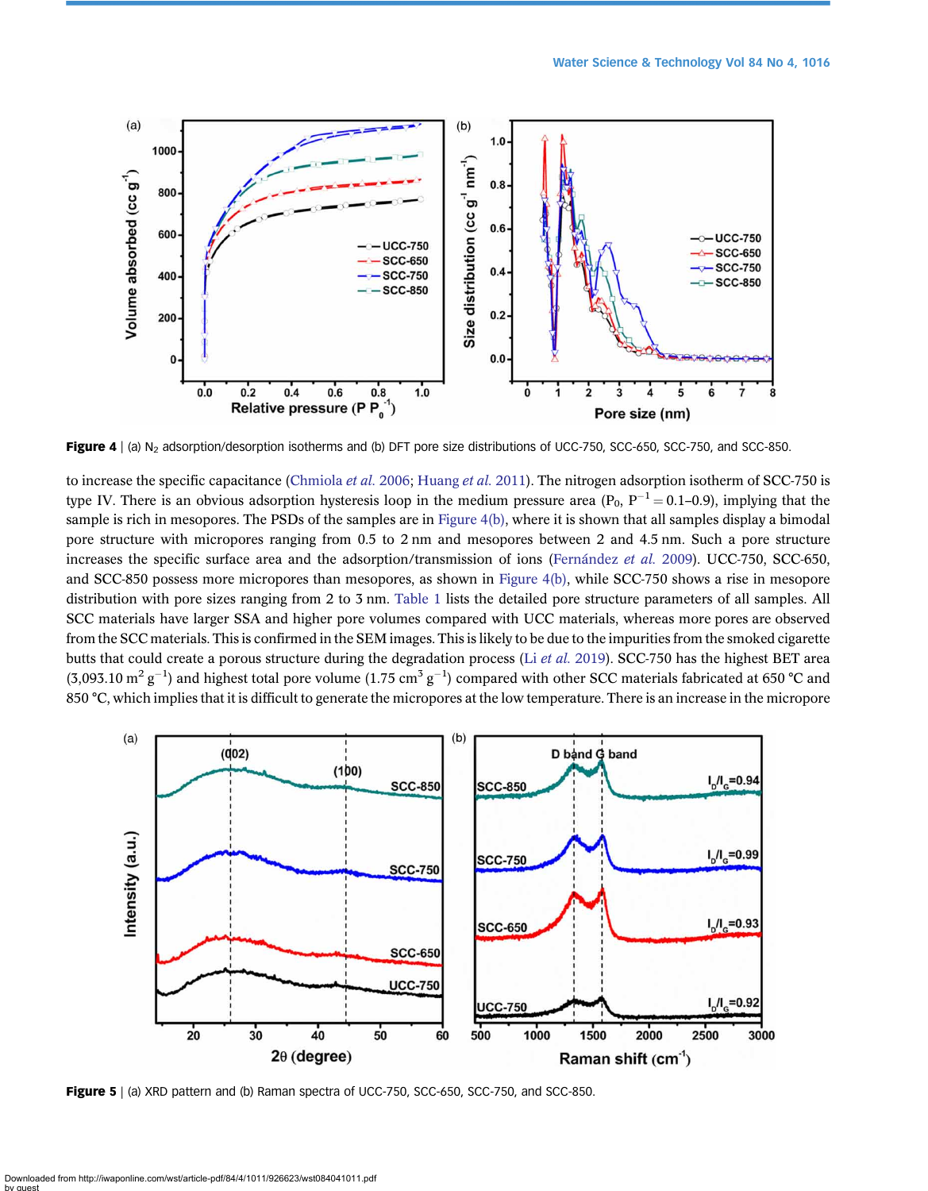**Figure 4** | (a) $N_2$ adsorption/desorption isotherms and (b) DFT pore size distributions of UCC-750, SCC-650, SCC-750, and SCC-850.

to increase the specific capacitance (Chmiola *et al.* 2006; Huang *et al.* 2011). The nitrogen adsorption isotherm of SCC-750 is type IV. There is an obvious adsorption hysteresis loop in the medium pressure area ($P_0$, $P^{-1} = 0.1$–$0.9$), implying that the sample is rich in mesopores. The PSDs of the samples are in Figure 4(b), where it is shown that all samples display a bimodal pore structure with micropores ranging from 0.5 to 2 nm and mesopores between 2 and 4.5 nm. Such a pore structure increases the specific surface area and the adsorption/transmission of ions (Fernández *et al.* 2009). UCC-750, SCC-650, and SCC-850 possess more micropores than mesopores, as shown in Figure 4(b), while SCC-750 shows a rise in mesopore distribution with pore sizes ranging from 2 to 3 nm. Table 1 lists the detailed pore structure parameters of all samples. All SCC materials have larger SSA and higher pore volumes compared with UCC materials, whereas more pores are observed from the SCC materials. This is confirmed in the SEM images. This is likely to be due to the impurities from the smoked cigarette butts that could create a porous structure during the degradation process (Li *et al.* 2019). SCC-750 has the highest BET area (3,093.10 $m^2\ g^{-1}$) and highest total pore volume (1.75 $cm^3\ g^{-1}$) compared with other SCC materials fabricated at 650 °C and 850 °C, which implies that it is difficult to generate the micropores at the low temperature. There is an increase in the micropore

**Figure 5** | (a) XRD pattern and (b) Raman spectra of UCC-750, SCC-650, SCC-750, and SCC-850.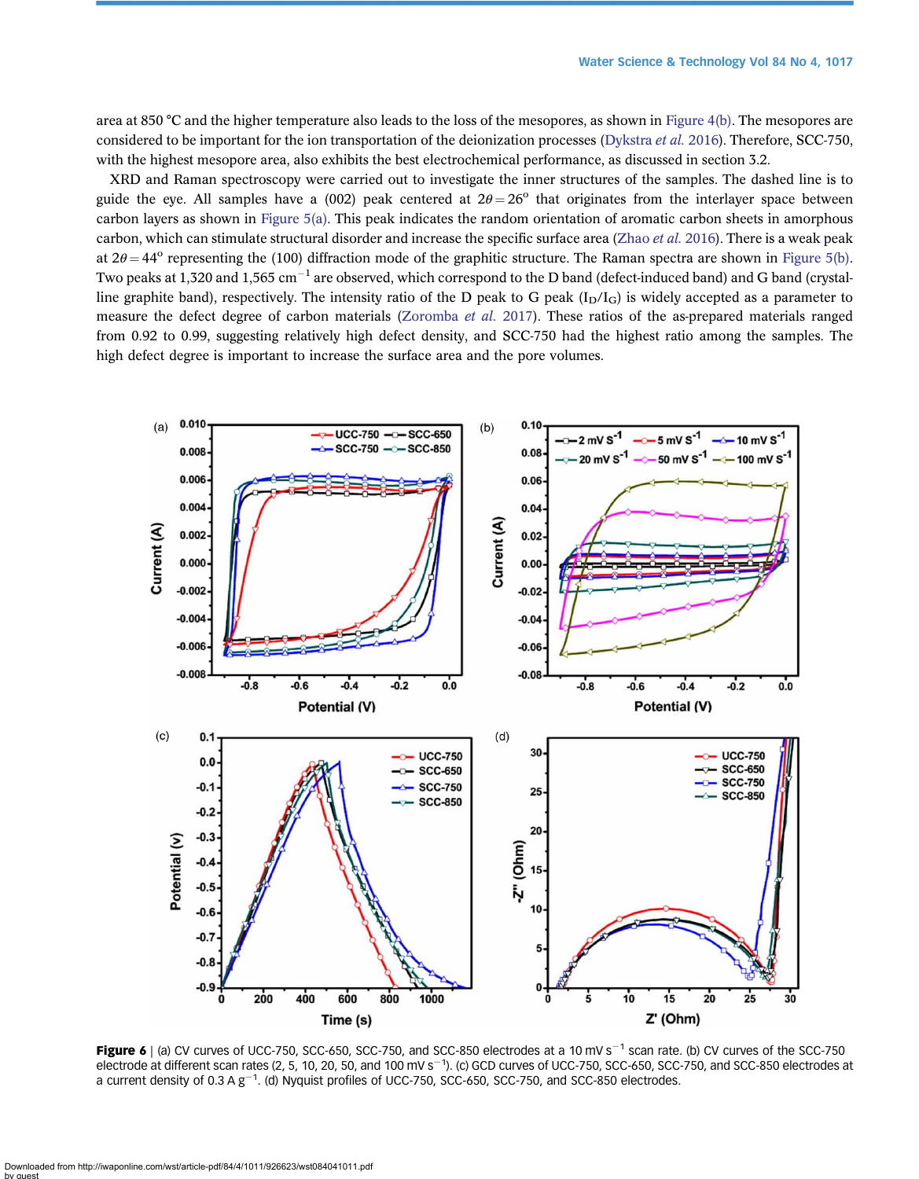area at 850 °C and the higher temperature also leads to the loss of the mesopores, as shown in Figure 4(b). The mesopores are considered to be important for the ion transportation of the deionization processes (Dykstra *et al.* 2016). Therefore, SCC-750, with the highest mesopore area, also exhibits the best electrochemical performance, as discussed in section 3.2.

XRD and Raman spectroscopy were carried out to investigate the inner structures of the samples. The dashed line is to guide the eye. All samples have a (002) peak centered at $2\theta = 26^o$ that originates from the interlayer space between carbon layers as shown in Figure 5(a). This peak indicates the random orientation of aromatic carbon sheets in amorphous carbon, which can stimulate structural disorder and increase the specific surface area (Zhao *et al.* 2016). There is a weak peak at $2\theta = 44^o$ representing the (100) diffraction mode of the graphitic structure. The Raman spectra are shown in Figure 5(b). Two peaks at 1,320 and 1,565 $cm^{-1}$ are observed, which correspond to the D band (defect-induced band) and G band (crystalline graphite band), respectively. The intensity ratio of the D peak to G peak ($I_D/I_G$) is widely accepted as a parameter to measure the defect degree of carbon materials (Zoromba *et al.* 2017). These ratios of the as-prepared materials ranged from 0.92 to 0.99, suggesting relatively high defect density, and SCC-750 had the highest ratio among the samples. The high defect degree is important to increase the surface area and the pore volumes.

**Figure 6** | (a) CV curves of UCC-750, SCC-650, SCC-750, and SCC-850 electrodes at a 10 mV $s^{-1}$ scan rate. (b) CV curves of the SCC-750 electrode at different scan rates (2, 5, 10, 20, 50, and 100 mV $s^{-1}$). (c) GCD curves of UCC-750, SCC-650, SCC-750, and SCC-850 electrodes at a current density of 0.3 A $g^{-1}$. (d) Nyquist profiles of UCC-750, SCC-650, SCC-750, and SCC-850 electrodes.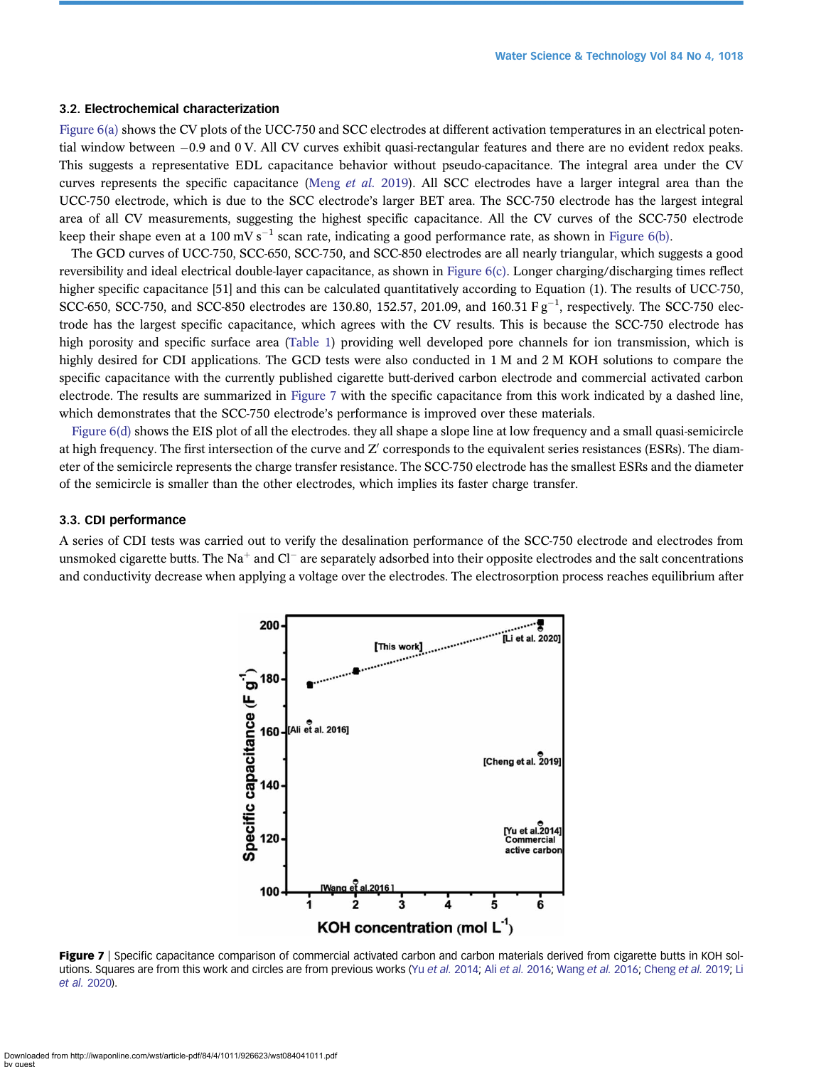### 3.2. Electrochemical characterization

Figure 6(a) shows the CV plots of the UCC-750 and SCC electrodes at different activation temperatures in an electrical potential window between −0.9 and 0 V. All CV curves exhibit quasi-rectangular features and there are no evident redox peaks. This suggests a representative EDL capacitance behavior without pseudo-capacitance. The integral area under the CV curves represents the specific capacitance (Meng *et al.* 2019). All SCC electrodes have a larger integral area than the UCC-750 electrode, which is due to the SCC electrode's larger BET area. The SCC-750 electrode has the largest integral area of all CV measurements, suggesting the highest specific capacitance. All the CV curves of the SCC-750 electrode keep their shape even at a 100 mV $s^{-1}$ scan rate, indicating a good performance rate, as shown in Figure 6(b).

The GCD curves of UCC-750, SCC-650, SCC-750, and SCC-850 electrodes are all nearly triangular, which suggests a good reversibility and ideal electrical double-layer capacitance, as shown in Figure 6(c). Longer charging/discharging times reflect higher specific capacitance [51] and this can be calculated quantitatively according to Equation (1). The results of UCC-750, SCC-650, SCC-750, and SCC-850 electrodes are 130.80, 152.57, 201.09, and 160.31 F $g^{-1}$, respectively. The SCC-750 electrode has the largest specific capacitance, which agrees with the CV results. This is because the SCC-750 electrode has high porosity and specific surface area (Table 1) providing well developed pore channels for ion transmission, which is highly desired for CDI applications. The GCD tests were also conducted in 1 M and 2 M KOH solutions to compare the specific capacitance with the currently published cigarette butt-derived carbon electrode and commercial activated carbon electrode. The results are summarized in Figure 7 with the specific capacitance from this work indicated by a dashed line, which demonstrates that the SCC-750 electrode's performance is improved over these materials.

Figure 6(d) shows the EIS plot of all the electrodes. they all shape a slope line at low frequency and a small quasi-semicircle at high frequency. The first intersection of the curve and Z′ corresponds to the equivalent series resistances (ESRs). The diameter of the semicircle represents the charge transfer resistance. The SCC-750 electrode has the smallest ESRs and the diameter of the semicircle is smaller than the other electrodes, which implies its faster charge transfer.

### 3.3. CDI performance

A series of CDI tests was carried out to verify the desalination performance of the SCC-750 electrode and electrodes from unsmoked cigarette butts. The $Na^+$ and $Cl^-$ are separately adsorbed into their opposite electrodes and the salt concentrations and conductivity decrease when applying a voltage over the electrodes. The electrosorption process reaches equilibrium after

**Figure 7** | Specific capacitance comparison of commercial activated carbon and carbon materials derived from cigarette butts in KOH solutions. Squares are from this work and circles are from previous works (Yu *et al.* 2014; Ali *et al.* 2016; Wang *et al.* 2016; Cheng *et al.* 2019; Li *et al.* 2020).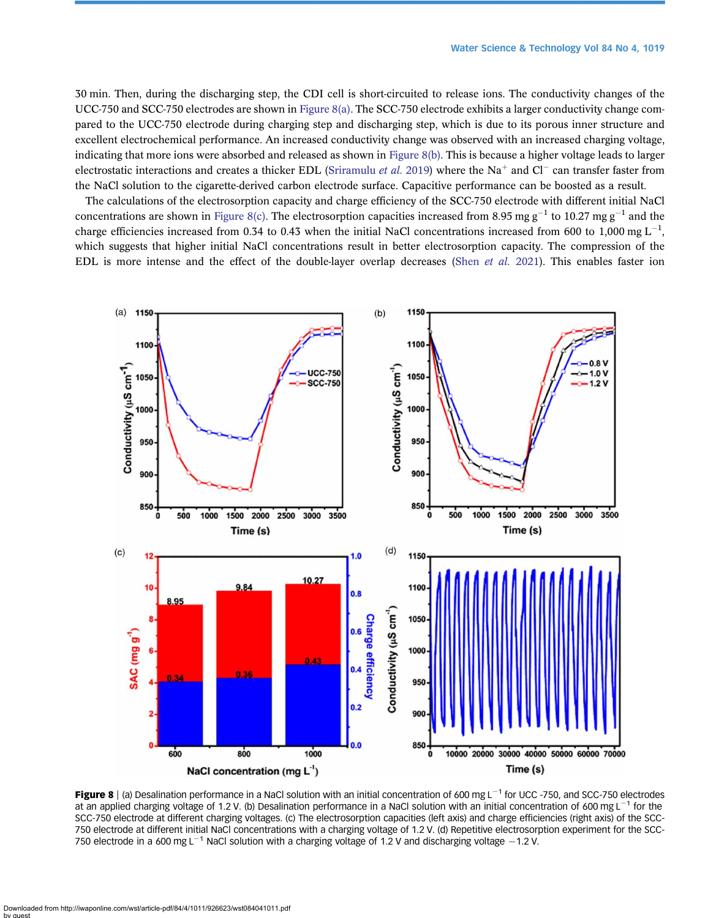30 min. Then, during the discharging step, the CDI cell is short-circuited to release ions. The conductivity changes of the UCC-750 and SCC-750 electrodes are shown in Figure 8(a). The SCC-750 electrode exhibits a larger conductivity change compared to the UCC-750 electrode during charging step and discharging step, which is due to its porous inner structure and excellent electrochemical performance. An increased conductivity change was observed with an increased charging voltage, indicating that more ions were absorbed and released as shown in Figure 8(b). This is because a higher voltage leads to larger electrostatic interactions and creates a thicker EDL (Sriramulu *et al.* 2019) where the $Na^{+}$ and $Cl^{-}$ can transfer faster from the NaCl solution to the cigarette-derived carbon electrode surface. Capacitive performance can be boosted as a result.

The calculations of the electrosorption capacity and charge efficiency of the SCC-750 electrode with different initial NaCl concentrations are shown in Figure 8(c). The electrosorption capacities increased from 8.95 mg $g^{-1}$ to 10.27 mg $g^{-1}$ and the charge efficiencies increased from 0.34 to 0.43 when the initial NaCl concentrations increased from 600 to 1,000 mg $L^{-1}$, which suggests that higher initial NaCl concentrations result in better electrosorption capacity. The compression of the EDL is more intense and the effect of the double-layer overlap decreases (Shen *et al.* 2021). This enables faster ion

**Figure 8** | (a) Desalination performance in a NaCl solution with an initial concentration of 600 mg $L^{-1}$ for UCC -750, and SCC-750 electrodes at an applied charging voltage of 1.2 V. (b) Desalination performance in a NaCl solution with an initial concentration of 600 mg $L^{-1}$ for the SCC-750 electrode at different charging voltages. (c) The electrosorption capacities (left axis) and charge efficiencies (right axis) of the SCC-750 electrode at different initial NaCl concentrations with a charging voltage of 1.2 V. (d) Repetitive electrosorption experiment for the SCC-750 electrode in a 600 mg $L^{-1}$ NaCl solution with a charging voltage of 1.2 V and discharging voltage −1.2 V.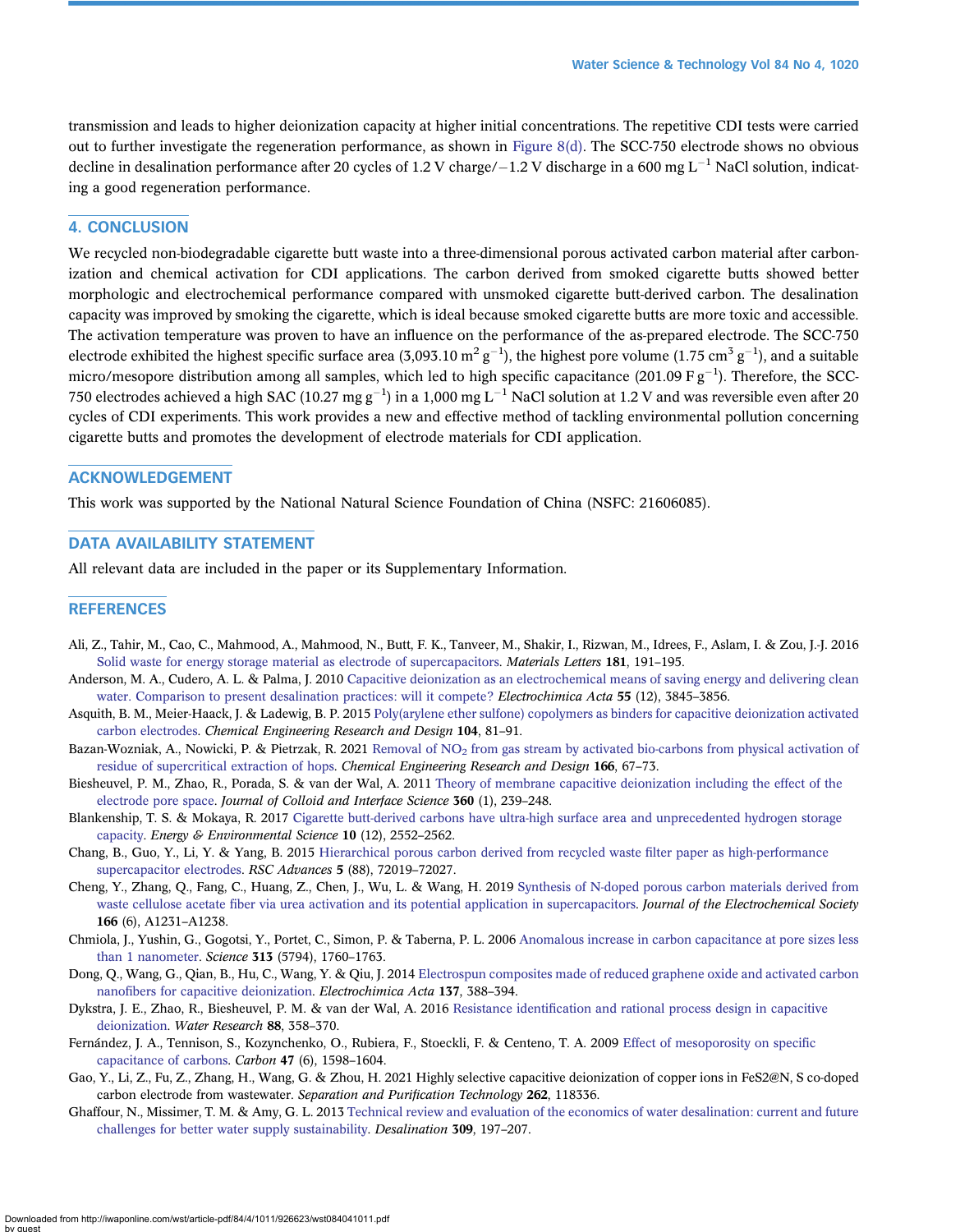transmission and leads to higher deionization capacity at higher initial concentrations. The repetitive CDI tests were carried out to further investigate the regeneration performance, as shown in Figure 8(d). The SCC-750 electrode shows no obvious decline in desalination performance after 20 cycles of 1.2 V charge/−1.2 V discharge in a 600 mg $L^{-1}$ NaCl solution, indicating a good regeneration performance.

## 4. CONCLUSION

We recycled non-biodegradable cigarette butt waste into a three-dimensional porous activated carbon material after carbonization and chemical activation for CDI applications. The carbon derived from smoked cigarette butts showed better morphologic and electrochemical performance compared with unsmoked cigarette butt-derived carbon. The desalination capacity was improved by smoking the cigarette, which is ideal because smoked cigarette butts are more toxic and accessible. The activation temperature was proven to have an influence on the performance of the as-prepared electrode. The SCC-750 electrode exhibited the highest specific surface area (3,093.10 $m^2$ $g^{-1}$), the highest pore volume (1.75 $cm^3$ $g^{-1}$), and a suitable micro/mesopore distribution among all samples, which led to high specific capacitance (201.09 F $g^{-1}$). Therefore, the SCC-750 electrodes achieved a high SAC (10.27 mg $g^{-1}$) in a 1,000 mg $L^{-1}$ NaCl solution at 1.2 V and was reversible even after 20 cycles of CDI experiments. This work provides a new and effective method of tackling environmental pollution concerning cigarette butts and promotes the development of electrode materials for CDI application.

## ACKNOWLEDGEMENT

This work was supported by the National Natural Science Foundation of China (NSFC: 21606085).

## DATA AVAILABILITY STATEMENT

All relevant data are included in the paper or its Supplementary Information.

## REFERENCES

Ali, Z., Tahir, M., Cao, C., Mahmood, A., Mahmood, N., Butt, F. K., Tanveer, M., Shakir, I., Rizwan, M., Idrees, F., Aslam, I. & Zou, J.-J. 2016 Solid waste for energy storage material as electrode of supercapacitors. *Materials Letters* **181**, 191–195.

Anderson, M. A., Cudero, A. L. & Palma, J. 2010 Capacitive deionization as an electrochemical means of saving energy and delivering clean water. Comparison to present desalination practices: will it compete? *Electrochimica Acta* **55** (12), 3845–3856.

Asquith, B. M., Meier-Haack, J. & Ladewig, B. P. 2015 Poly(arylene ether sulfone) copolymers as binders for capacitive deionization activated carbon electrodes. *Chemical Engineering Research and Design* **104**, 81–91.

Bazan-Wozniak, A., Nowicki, P. & Pietrzak, R. 2021 Removal of $NO_2$ from gas stream by activated bio-carbons from physical activation of residue of supercritical extraction of hops. *Chemical Engineering Research and Design* **166**, 67–73.

Biesheuvel, P. M., Zhao, R., Porada, S. & van der Wal, A. 2011 Theory of membrane capacitive deionization including the effect of the electrode pore space. *Journal of Colloid and Interface Science* **360** (1), 239–248.

Blankenship, T. S. & Mokaya, R. 2017 Cigarette butt-derived carbons have ultra-high surface area and unprecedented hydrogen storage capacity. *Energy & Environmental Science* **10** (12), 2552–2562.

Chang, B., Guo, Y., Li, Y. & Yang, B. 2015 Hierarchical porous carbon derived from recycled waste filter paper as high-performance supercapacitor electrodes. *RSC Advances* **5** (88), 72019–72027.

Cheng, Y., Zhang, Q., Fang, C., Huang, Z., Chen, J., Wu, L. & Wang, H. 2019 Synthesis of N-doped porous carbon materials derived from waste cellulose acetate fiber via urea activation and its potential application in supercapacitors. *Journal of the Electrochemical Society* **166** (6), A1231–A1238.

Chmiola, J., Yushin, G., Gogotsi, Y., Portet, C., Simon, P. & Taberna, P. L. 2006 Anomalous increase in carbon capacitance at pore sizes less than 1 nanometer. *Science* **313** (5794), 1760–1763.

Dong, Q., Wang, G., Qian, B., Hu, C., Wang, Y. & Qiu, J. 2014 Electrospun composites made of reduced graphene oxide and activated carbon nanofibers for capacitive deionization. *Electrochimica Acta* **137**, 388–394.

Dykstra, J. E., Zhao, R., Biesheuvel, P. M. & van der Wal, A. 2016 Resistance identification and rational process design in capacitive deionization. *Water Research* **88**, 358–370.

Fernández, J. A., Tennison, S., Kozynchenko, O., Rubiera, F., Stoeckli, F. & Centeno, T. A. 2009 Effect of mesoporosity on specific capacitance of carbons. *Carbon* **47** (6), 1598–1604.

Gao, Y., Li, Z., Fu, Z., Zhang, H., Wang, G. & Zhou, H. 2021 Highly selective capacitive deionization of copper ions in FeS2@N, S co-doped carbon electrode from wastewater. *Separation and Purification Technology* **262**, 118336.

Ghaffour, N., Missimer, T. M. & Amy, G. L. 2013 Technical review and evaluation of the economics of water desalination: current and future challenges for better water supply sustainability. *Desalination* **309**, 197–207.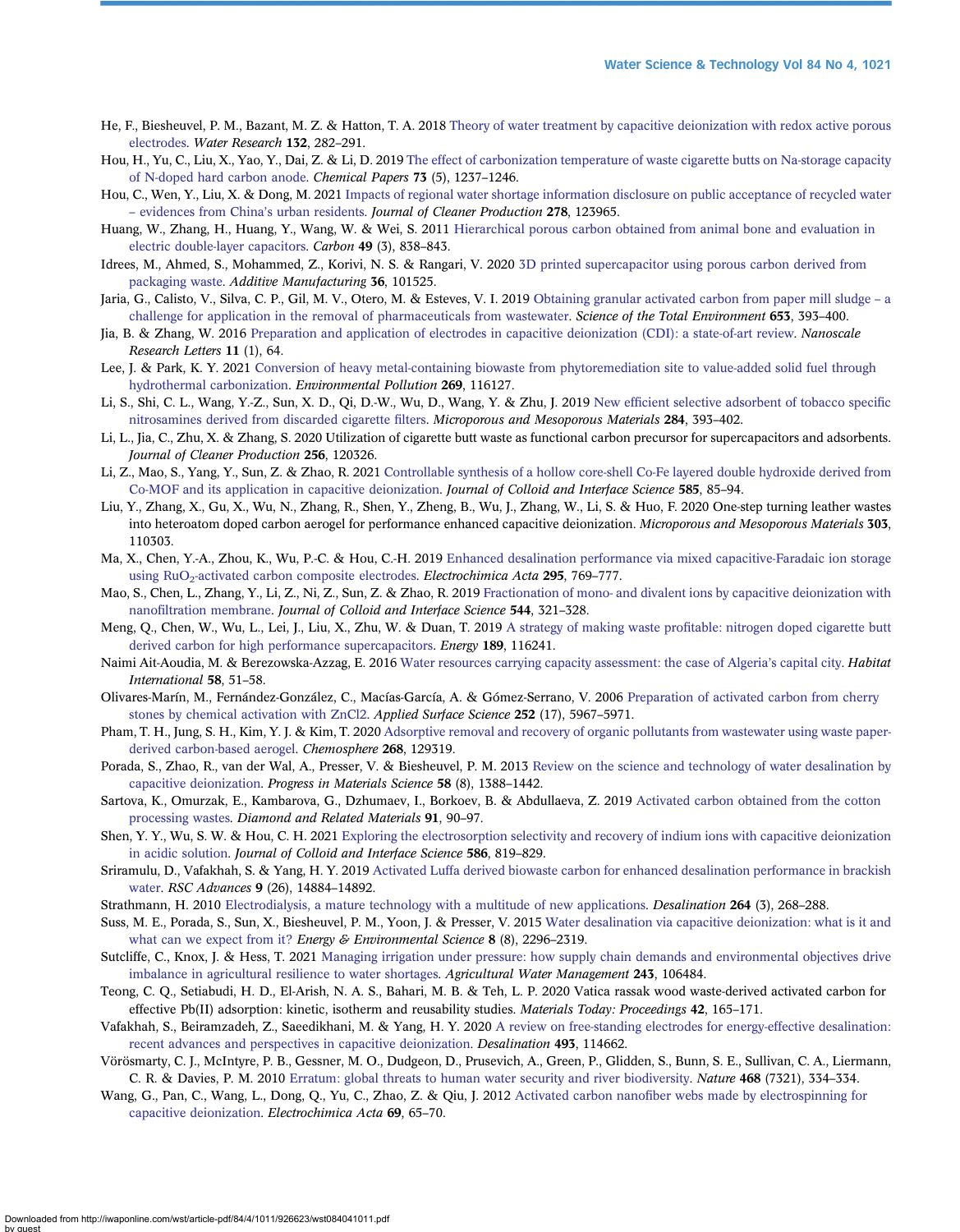He, F., Biesheuvel, P. M., Bazant, M. Z. & Hatton, T. A. 2018 Theory of water treatment by capacitive deionization with redox active porous electrodes. *Water Research* **132**, 282–291.

Hou, H., Yu, C., Liu, X., Yao, Y., Dai, Z. & Li, D. 2019 The effect of carbonization temperature of waste cigarette butts on Na-storage capacity of N-doped hard carbon anode. *Chemical Papers* **73** (5), 1237–1246.

Hou, C., Wen, Y., Liu, X. & Dong, M. 2021 Impacts of regional water shortage information disclosure on public acceptance of recycled water – evidences from China's urban residents. *Journal of Cleaner Production* **278**, 123965.

Huang, W., Zhang, H., Huang, Y., Wang, W. & Wei, S. 2011 Hierarchical porous carbon obtained from animal bone and evaluation in electric double-layer capacitors. *Carbon* **49** (3), 838–843.

Idrees, M., Ahmed, S., Mohammed, Z., Korivi, N. S. & Rangari, V. 2020 3D printed supercapacitor using porous carbon derived from packaging waste. *Additive Manufacturing* **36**, 101525.

Jaria, G., Calisto, V., Silva, C. P., Gil, M. V., Otero, M. & Esteves, V. I. 2019 Obtaining granular activated carbon from paper mill sludge – a challenge for application in the removal of pharmaceuticals from wastewater. *Science of the Total Environment* **653**, 393–400.

Jia, B. & Zhang, W. 2016 Preparation and application of electrodes in capacitive deionization (CDI): a state-of-art review. *Nanoscale Research Letters* **11** (1), 64.

Lee, J. & Park, K. Y. 2021 Conversion of heavy metal-containing biowaste from phytoremediation site to value-added solid fuel through hydrothermal carbonization. *Environmental Pollution* **269**, 116127.

Li, S., Shi, C. L., Wang, Y.-Z., Sun, X. D., Qi, D.-W., Wu, D., Wang, Y. & Zhu, J. 2019 New efficient selective adsorbent of tobacco specific nitrosamines derived from discarded cigarette filters. *Microporous and Mesoporous Materials* **284**, 393–402.

Li, L., Jia, C., Zhu, X. & Zhang, S. 2020 Utilization of cigarette butt waste as functional carbon precursor for supercapacitors and adsorbents. *Journal of Cleaner Production* **256**, 120326.

Li, Z., Mao, S., Yang, Y., Sun, Z. & Zhao, R. 2021 Controllable synthesis of a hollow core-shell Co-Fe layered double hydroxide derived from Co-MOF and its application in capacitive deionization. *Journal of Colloid and Interface Science* **585**, 85–94.

Liu, Y., Zhang, X., Gu, X., Wu, N., Zhang, R., Shen, Y., Zheng, B., Wu, J., Zhang, W., Li, S. & Huo, F. 2020 One-step turning leather wastes into heteroatom doped carbon aerogel for performance enhanced capacitive deionization. *Microporous and Mesoporous Materials* **303**, 110303.

Ma, X., Chen, Y.-A., Zhou, K., Wu, P.-C. & Hou, C.-H. 2019 Enhanced desalination performance via mixed capacitive-Faradaic ion storage using $RuO_2$-activated carbon composite electrodes. *Electrochimica Acta* **295**, 769–777.

Mao, S., Chen, L., Zhang, Y., Li, Z., Ni, Z., Sun, Z. & Zhao, R. 2019 Fractionation of mono- and divalent ions by capacitive deionization with nanofiltration membrane. *Journal of Colloid and Interface Science* **544**, 321–328.

Meng, Q., Chen, W., Wu, L., Lei, J., Liu, X., Zhu, W. & Duan, T. 2019 A strategy of making waste profitable: nitrogen doped cigarette butt derived carbon for high performance supercapacitors. *Energy* **189**, 116241.

Naimi Ait-Aoudia, M. & Berezowska-Azzag, E. 2016 Water resources carrying capacity assessment: the case of Algeria's capital city. *Habitat International* **58**, 51–58.

Olivares-Marín, M., Fernández-González, C., Macías-García, A. & Gómez-Serrano, V. 2006 Preparation of activated carbon from cherry stones by chemical activation with ZnCl2. *Applied Surface Science* **252** (17), 5967–5971.

Pham, T. H., Jung, S. H., Kim, Y. J. & Kim, T. 2020 Adsorptive removal and recovery of organic pollutants from wastewater using waste paper-derived carbon-based aerogel. *Chemosphere* **268**, 129319.

Porada, S., Zhao, R., van der Wal, A., Presser, V. & Biesheuvel, P. M. 2013 Review on the science and technology of water desalination by capacitive deionization. *Progress in Materials Science* **58** (8), 1388–1442.

Sartova, K., Omurzak, E., Kambarova, G., Dzhumaev, I., Borkoev, B. & Abdullaeva, Z. 2019 Activated carbon obtained from the cotton processing wastes. *Diamond and Related Materials* **91**, 90–97.

Shen, Y. Y., Wu, S. W. & Hou, C. H. 2021 Exploring the electrosorption selectivity and recovery of indium ions with capacitive deionization in acidic solution. *Journal of Colloid and Interface Science* **586**, 819–829.

Sriramulu, D., Vafakhah, S. & Yang, H. Y. 2019 Activated Luffa derived biowaste carbon for enhanced desalination performance in brackish water. *RSC Advances* **9** (26), 14884–14892.

Strathmann, H. 2010 Electrodialysis, a mature technology with a multitude of new applications. *Desalination* **264** (3), 268–288.

Suss, M. E., Porada, S., Sun, X., Biesheuvel, P. M., Yoon, J. & Presser, V. 2015 Water desalination via capacitive deionization: what is it and what can we expect from it? *Energy & Environmental Science* **8** (8), 2296–2319.

Sutcliffe, C., Knox, J. & Hess, T. 2021 Managing irrigation under pressure: how supply chain demands and environmental objectives drive imbalance in agricultural resilience to water shortages. *Agricultural Water Management* **243**, 106484.

Teong, C. Q., Setiabudi, H. D., El-Arish, N. A. S., Bahari, M. B. & Teh, L. P. 2020 Vatica rassak wood waste-derived activated carbon for effective Pb(II) adsorption: kinetic, isotherm and reusability studies. *Materials Today: Proceedings* **42**, 165–171.

Vafakhah, S., Beiramzadeh, Z., Saeedikhani, M. & Yang, H. Y. 2020 A review on free-standing electrodes for energy-effective desalination: recent advances and perspectives in capacitive deionization. *Desalination* **493**, 114662.

Vörösmarty, C. J., McIntyre, P. B., Gessner, M. O., Dudgeon, D., Prusevich, A., Green, P., Glidden, S., Bunn, S. E., Sullivan, C. A., Liermann, C. R. & Davies, P. M. 2010 Erratum: global threats to human water security and river biodiversity. *Nature* **468** (7321), 334–334.

Wang, G., Pan, C., Wang, L., Dong, Q., Yu, C., Zhao, Z. & Qiu, J. 2012 Activated carbon nanofiber webs made by electrospinning for capacitive deionization. *Electrochimica Acta* **69**, 65–70.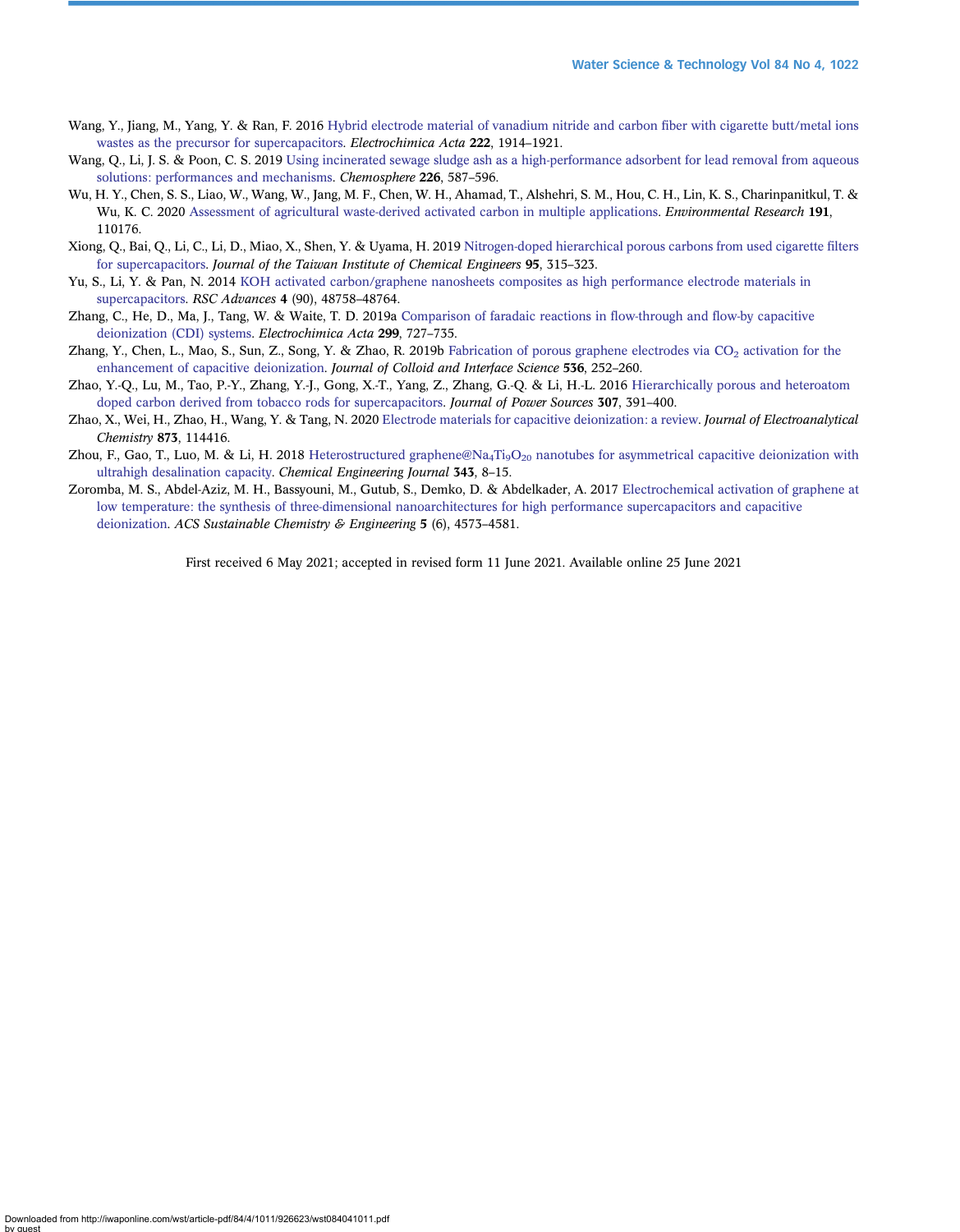Wang, Y., Jiang, M., Yang, Y. & Ran, F. 2016 Hybrid electrode material of vanadium nitride and carbon fiber with cigarette butt/metal ions wastes as the precursor for supercapacitors. *Electrochimica Acta* **222**, 1914–1921.

Wang, Q., Li, J. S. & Poon, C. S. 2019 Using incinerated sewage sludge ash as a high-performance adsorbent for lead removal from aqueous solutions: performances and mechanisms. *Chemosphere* **226**, 587–596.

Wu, H. Y., Chen, S. S., Liao, W., Wang, W., Jang, M. F., Chen, W. H., Ahamad, T., Alshehri, S. M., Hou, C. H., Lin, K. S., Charinpanitkul, T. & Wu, K. C. 2020 Assessment of agricultural waste-derived activated carbon in multiple applications. *Environmental Research* **191**, 110176.

Xiong, Q., Bai, Q., Li, C., Li, D., Miao, X., Shen, Y. & Uyama, H. 2019 Nitrogen-doped hierarchical porous carbons from used cigarette filters for supercapacitors. *Journal of the Taiwan Institute of Chemical Engineers* **95**, 315–323.

Yu, S., Li, Y. & Pan, N. 2014 KOH activated carbon/graphene nanosheets composites as high performance electrode materials in supercapacitors. *RSC Advances* **4** (90), 48758–48764.

Zhang, C., He, D., Ma, J., Tang, W. & Waite, T. D. 2019a Comparison of faradaic reactions in flow-through and flow-by capacitive deionization (CDI) systems. *Electrochimica Acta* **299**, 727–735.

Zhang, Y., Chen, L., Mao, S., Sun, Z., Song, Y. & Zhao, R. 2019b Fabrication of porous graphene electrodes via $CO_2$ activation for the enhancement of capacitive deionization. *Journal of Colloid and Interface Science* **536**, 252–260.

Zhao, Y.-Q., Lu, M., Tao, P.-Y., Zhang, Y.-J., Gong, X.-T., Yang, Z., Zhang, G.-Q. & Li, H.-L. 2016 Hierarchically porous and heteroatom doped carbon derived from tobacco rods for supercapacitors. *Journal of Power Sources* **307**, 391–400.

Zhao, X., Wei, H., Zhao, H., Wang, Y. & Tang, N. 2020 Electrode materials for capacitive deionization: a review. *Journal of Electroanalytical Chemistry* **873**, 114416.

Zhou, F., Gao, T., Luo, M. & Li, H. 2018 Heterostructured graphene@$Na_4Ti_9O_{20}$ nanotubes for asymmetrical capacitive deionization with ultrahigh desalination capacity. *Chemical Engineering Journal* **343**, 8–15.

Zoromba, M. S., Abdel-Aziz, M. H., Bassyouni, M., Gutub, S., Demko, D. & Abdelkader, A. 2017 Electrochemical activation of graphene at low temperature: the synthesis of three-dimensional nanoarchitectures for high performance supercapacitors and capacitive deionization. *ACS Sustainable Chemistry & Engineering* **5** (6), 4573–4581.

First received 6 May 2021; accepted in revised form 11 June 2021. Available online 25 June 2021